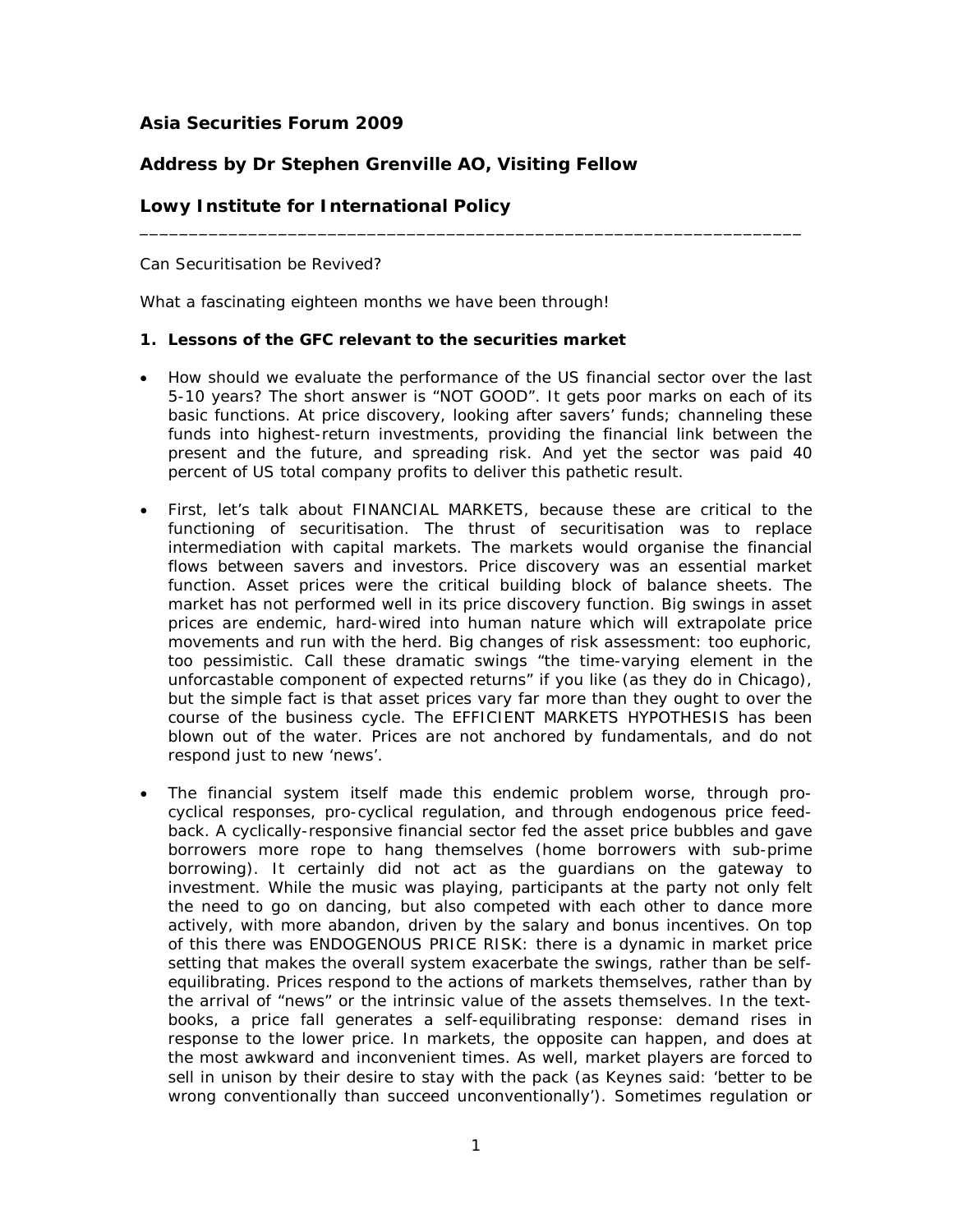**Asia Securities Forum 2009**

**Address by Dr Stephen Grenville AO, Visiting Fellow**

**Lowy Institute for International Policy**

---

Can Securitisation be Revived?

What a fascinating eighteen months we have been through!

**1. Lessons of the GFC relevant to the securities market**

- How should we evaluate the performance of the US financial sector over the last 5-10 years? The short answer is "NOT GOOD". It gets poor marks on each of its basic functions. At price discovery, looking after savers' funds; channeling these funds into highest-return investments, providing the financial link between the present and the future, and spreading risk. And yet the sector was paid 40 percent of US total company profits to deliver this pathetic result.

- First, let's talk about FINANCIAL MARKETS, because these are critical to the functioning of securitisation. The thrust of securitisation was to replace intermediation with capital markets. The markets would organise the financial flows between savers and investors. Price discovery was an essential market function. Asset prices were the critical building block of balance sheets. The market has not performed well in its price discovery function. Big swings in asset prices are endemic, hard-wired into human nature which will extrapolate price movements and run with the herd. Big changes of risk assessment: too euphoric, too pessimistic. Call these dramatic swings "the time-varying element in the unforcastable component of expected returns" if you like (as they do in Chicago), but the simple fact is that asset prices vary far more than they ought to over the course of the business cycle. The EFFICIENT MARKETS HYPOTHESIS has been blown out of the water. Prices are not anchored by fundamentals, and do not respond just to new 'news'.

- The financial system itself made this endemic problem worse, through pro-cyclical responses, pro-cyclical regulation, and through endogenous price feed-back. A cyclically-responsive financial sector fed the asset price bubbles and gave borrowers more rope to hang themselves (home borrowers with sub-prime borrowing). It certainly did not act as the guardians on the gateway to investment. While the music was playing, participants at the party not only felt the need to go on dancing, but also competed with each other to dance more actively, with more abandon, driven by the salary and bonus incentives. On top of this there was ENDOGENOUS PRICE RISK: there is a dynamic in market price setting that makes the overall system exacerbate the swings, rather than be self-equilibrating. Prices respond to the actions of markets themselves, rather than by the arrival of "news" or the intrinsic value of the assets themselves. In the text-books, a price fall generates a self-equilibrating response: demand rises in response to the lower price. In markets, the opposite can happen, and does at the most awkward and inconvenient times. As well, market players are forced to sell in unison by their desire to stay with the pack (as Keynes said: 'better to be wrong conventionally than succeed unconventionally'). Sometimes regulation or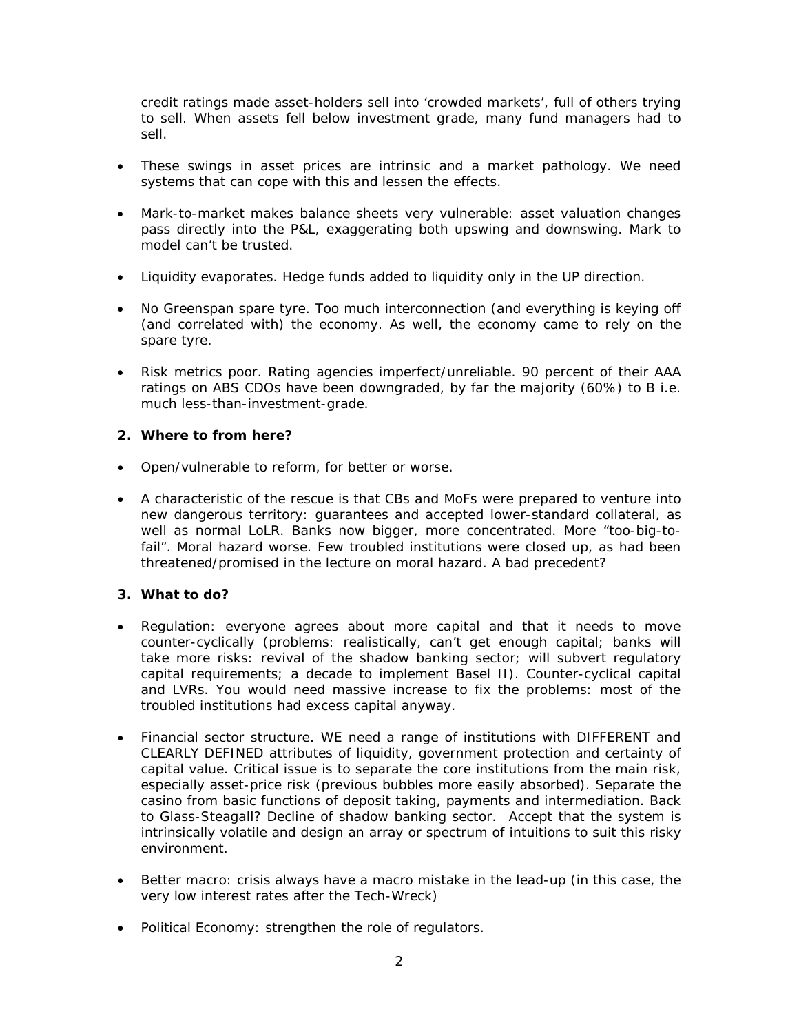credit ratings made asset-holders sell into 'crowded markets', full of others trying to sell. When assets fell below investment grade, many fund managers had to sell.

- These swings in asset prices are intrinsic and a market pathology. We need systems that can cope with this and lessen the effects.
- Mark-to-market makes balance sheets very vulnerable: asset valuation changes pass directly into the P&L, exaggerating both upswing and downswing. Mark to model can't be trusted.
- Liquidity evaporates. Hedge funds added to liquidity only in the UP direction.
- No Greenspan spare tyre. Too much interconnection (and everything is keying off (and correlated with) the economy. As well, the economy came to rely on the spare tyre.
- Risk metrics poor. Rating agencies imperfect/unreliable. 90 percent of their AAA ratings on ABS CDOs have been downgraded, by far the majority (60%) to B i.e. much less-than-investment-grade.

**2. Where to from here?**

- Open/vulnerable to reform, for better or worse.
- A characteristic of the rescue is that CBs and MoFs were prepared to venture into new dangerous territory: guarantees and accepted lower-standard collateral, as well as normal LoLR. Banks now bigger, more concentrated. More "too-big-to-fail". Moral hazard worse. Few troubled institutions were closed up, as had been threatened/promised in the lecture on moral hazard. A bad precedent?

**3. What to do?**

- Regulation: everyone agrees about more capital and that it needs to move counter-cyclically (problems: realistically, can't get enough capital; banks will take more risks: revival of the shadow banking sector; will subvert regulatory capital requirements; a decade to implement Basel II). Counter-cyclical capital and LVRs. You would need massive increase to fix the problems: most of the troubled institutions had excess capital anyway.
- Financial sector structure. WE need a range of institutions with DIFFERENT and CLEARLY DEFINED attributes of liquidity, government protection and certainty of capital value. Critical issue is to separate the core institutions from the main risk, especially asset-price risk (previous bubbles more easily absorbed). Separate the casino from basic functions of deposit taking, payments and intermediation. Back to Glass-Steagall? Decline of shadow banking sector. Accept that the system is intrinsically volatile and design an array or spectrum of intuitions to suit this risky environment.
- Better macro: crisis always have a macro mistake in the lead-up (in this case, the very low interest rates after the Tech-Wreck)
- Political Economy: strengthen the role of regulators.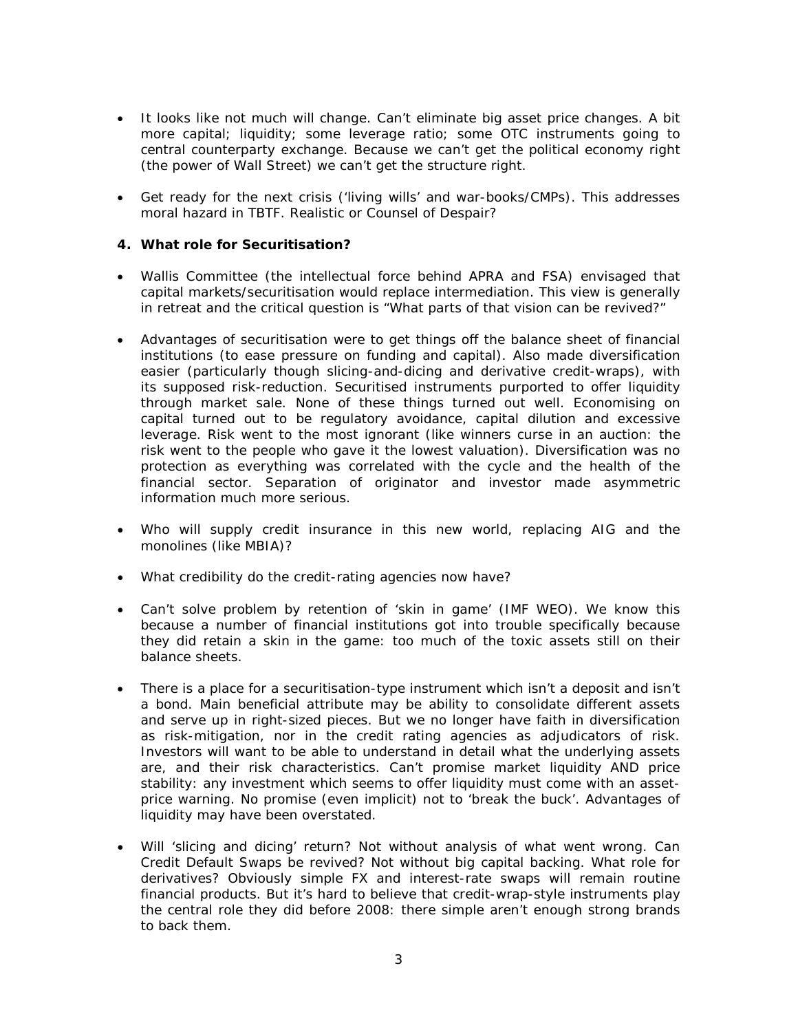- It looks like not much will change. Can't eliminate big asset price changes. A bit more capital; liquidity; some leverage ratio; some OTC instruments going to central counterparty exchange. Because we can't get the political economy right (the power of Wall Street) we can't get the structure right.

- Get ready for the next crisis ('living wills' and war-books/CMPs). This addresses moral hazard in TBTF. Realistic or Counsel of Despair?

**4. What role for Securitisation?**

- Wallis Committee (the intellectual force behind APRA and FSA) envisaged that capital markets/securitisation would replace intermediation. This view is generally in retreat and the critical question is "What parts of that vision can be revived?"

- Advantages of securitisation were to get things off the balance sheet of financial institutions (to ease pressure on funding and capital). Also made diversification easier (particularly though slicing-and-dicing and derivative credit-wraps), with its supposed risk-reduction. Securitised instruments purported to offer liquidity through market sale. None of these things turned out well. Economising on capital turned out to be regulatory avoidance, capital dilution and excessive leverage. Risk went to the most ignorant (like winners curse in an auction: the risk went to the people who gave it the lowest valuation). Diversification was no protection as everything was correlated with the cycle and the health of the financial sector. Separation of originator and investor made asymmetric information much more serious.

- Who will supply credit insurance in this new world, replacing AIG and the monolines (like MBIA)?

- What credibility do the credit-rating agencies now have?

- Can't solve problem by retention of 'skin in game' (IMF WEO). We know this because a number of financial institutions got into trouble specifically because they did retain a skin in the game: too much of the toxic assets still on their balance sheets.

- There is a place for a securitisation-type instrument which isn't a deposit and isn't a bond. Main beneficial attribute may be ability to consolidate different assets and serve up in right-sized pieces. But we no longer have faith in diversification as risk-mitigation, nor in the credit rating agencies as adjudicators of risk. Investors will want to be able to understand in detail what the underlying assets are, and their risk characteristics. Can't promise market liquidity AND price stability: any investment which seems to offer liquidity must come with an asset-price warning. No promise (even implicit) not to 'break the buck'. Advantages of liquidity may have been overstated.

- Will 'slicing and dicing' return? Not without analysis of what went wrong. Can Credit Default Swaps be revived? Not without big capital backing. What role for derivatives? Obviously simple FX and interest-rate swaps will remain routine financial products. But it's hard to believe that credit-wrap-style instruments play the central role they did before 2008: there simple aren't enough strong brands to back them.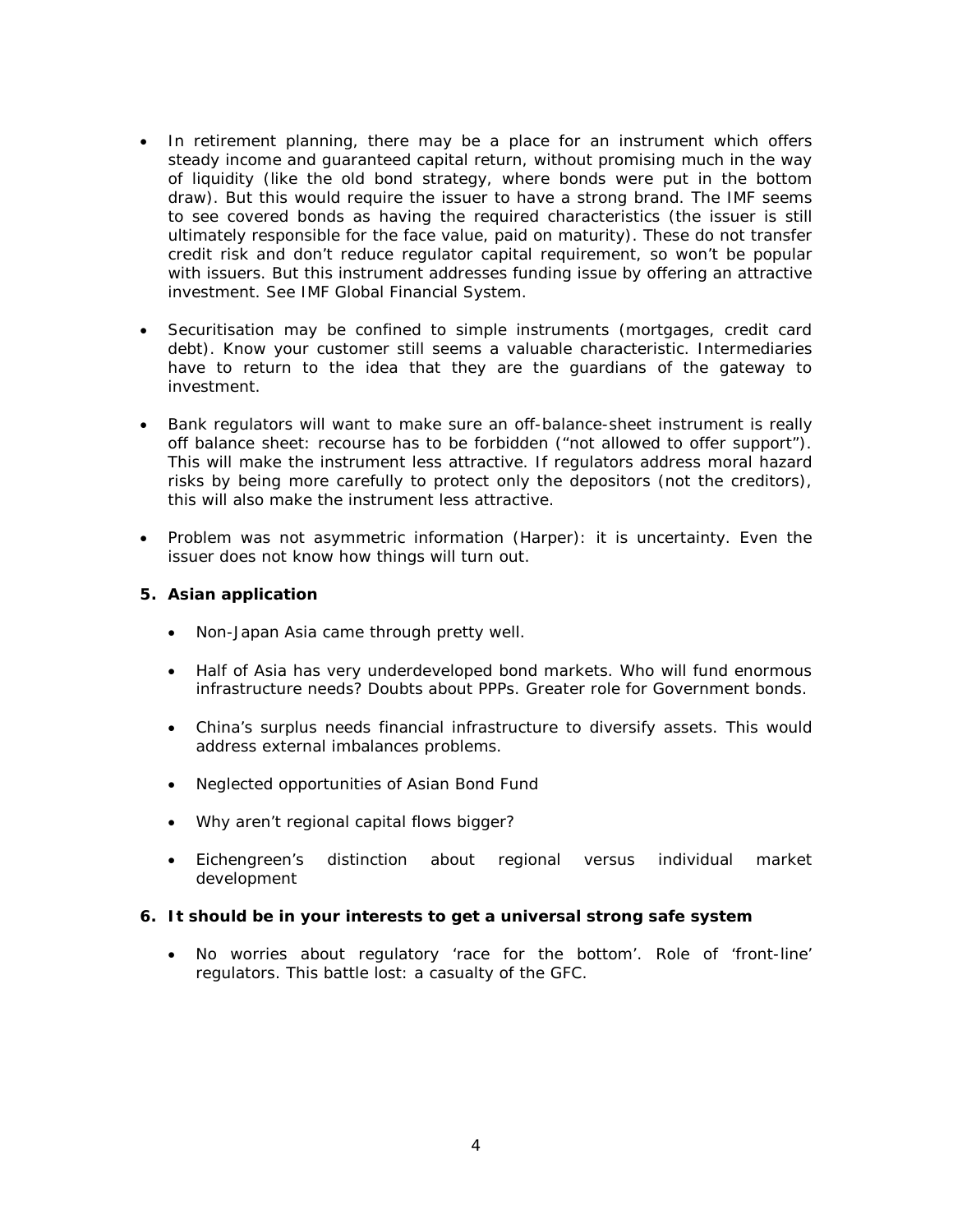- In retirement planning, there may be a place for an instrument which offers steady income and guaranteed capital return, without promising much in the way of liquidity (like the old bond strategy, where bonds were put in the bottom draw). But this would require the issuer to have a strong brand. The IMF seems to see covered bonds as having the required characteristics (the issuer is still ultimately responsible for the face value, paid on maturity). These do not transfer credit risk and don't reduce regulator capital requirement, so won't be popular with issuers. But this instrument addresses funding issue by offering an attractive investment. See IMF Global Financial System.

- Securitisation may be confined to simple instruments (mortgages, credit card debt). Know your customer still seems a valuable characteristic. Intermediaries have to return to the idea that they are the guardians of the gateway to investment.

- Bank regulators will want to make sure an off-balance-sheet instrument is really off balance sheet: recourse has to be forbidden ("not allowed to offer support"). This will make the instrument less attractive. If regulators address moral hazard risks by being more carefully to protect only the depositors (not the creditors), this will also make the instrument less attractive.

- Problem was not asymmetric information (Harper): it is uncertainty. Even the issuer does not know how things will turn out.

**5. Asian application**

- Non-Japan Asia came through pretty well.

- Half of Asia has very underdeveloped bond markets. Who will fund enormous infrastructure needs? Doubts about PPPs. Greater role for Government bonds.

- China's surplus needs financial infrastructure to diversify assets. This would address external imbalances problems.

- Neglected opportunities of Asian Bond Fund

- Why aren't regional capital flows bigger?

- Eichengreen's distinction about regional versus individual market development

**6. It should be in your interests to get a universal strong safe system**

- No worries about regulatory 'race for the bottom'. Role of 'front-line' regulators. This battle lost: a casualty of the GFC.